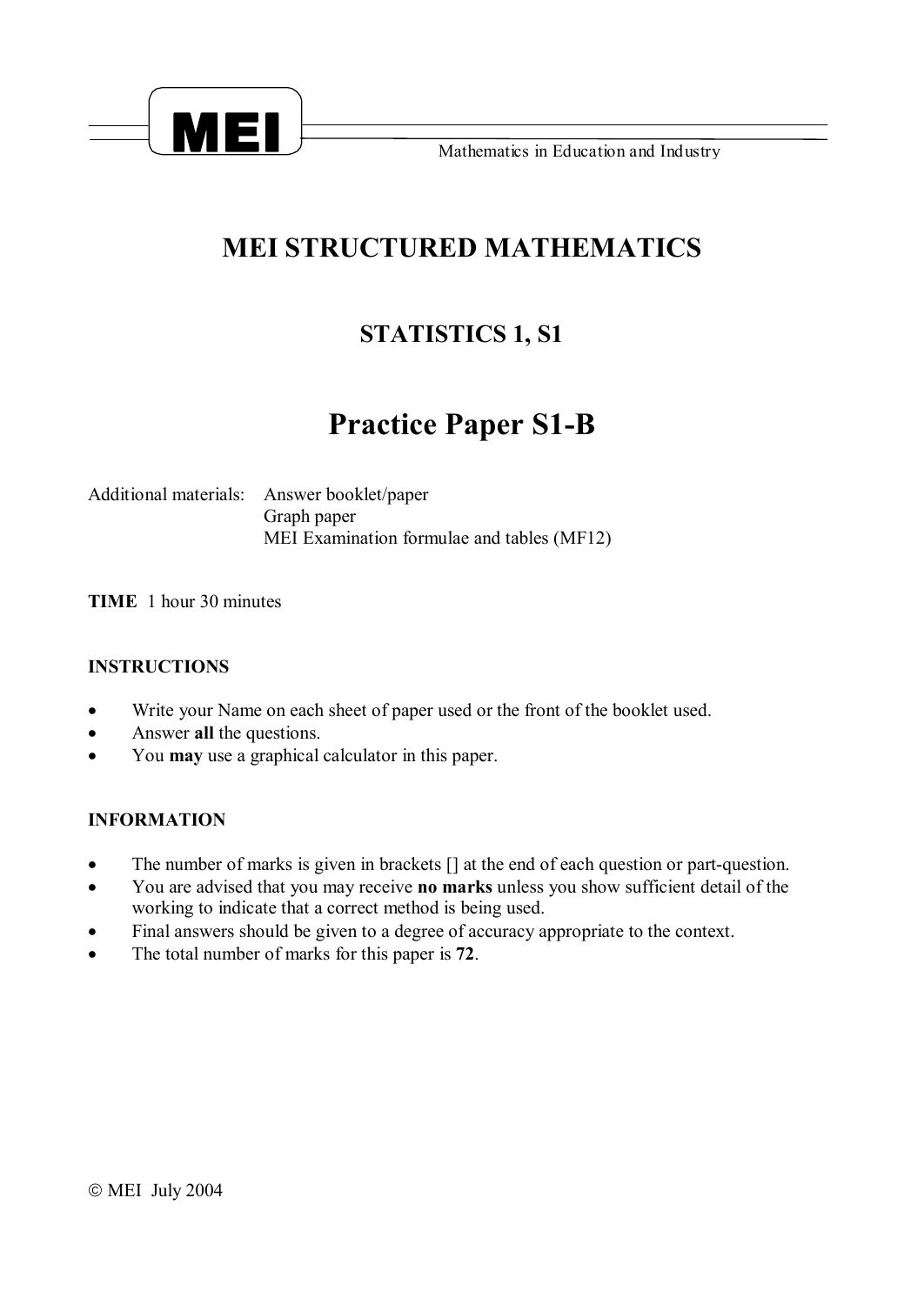MEI

Mathematics in Education and Industry

# MEI STRUCTURED MATHEMATICS

## STATISTICS 1, S1

# Practice Paper S1-B

Additional materials: Answer booklet/paper
Graph paper
MEI Examination formulae and tables (MF12)

**TIME** 1 hour 30 minutes

**INSTRUCTIONS**

- Write your Name on each sheet of paper used or the front of the booklet used.
- Answer **all** the questions.
- You **may** use a graphical calculator in this paper.

**INFORMATION**

- The number of marks is given in brackets [] at the end of each question or part-question.
- You are advised that you may receive **no marks** unless you show sufficient detail of the working to indicate that a correct method is being used.
- Final answers should be given to a degree of accuracy appropriate to the context.
- The total number of marks for this paper is **72**.

© MEI July 2004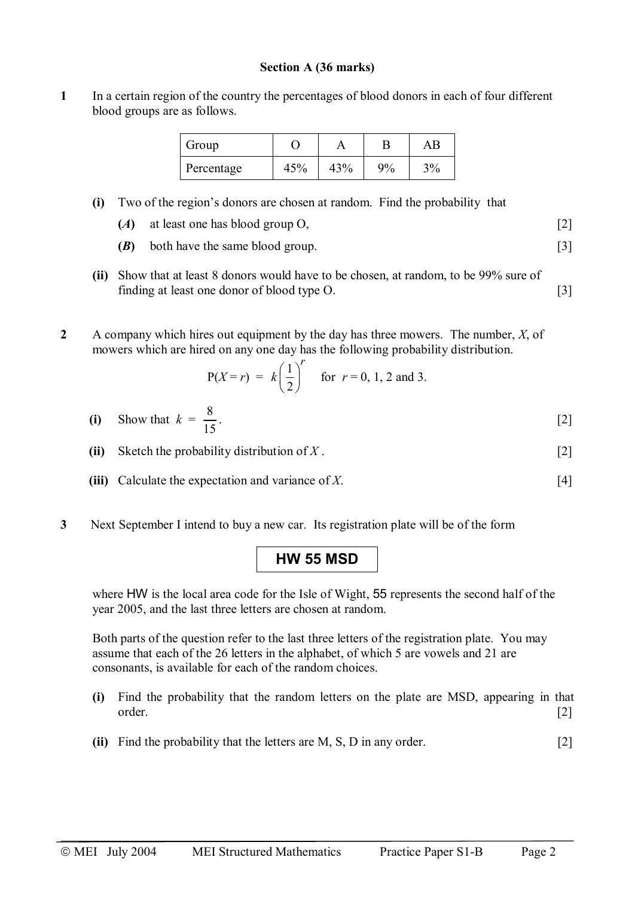**Section A (36 marks)**

**1** In a certain region of the country the percentages of blood donors in each of four different blood groups are as follows.

| Group | O | A | B | AB |
|---|---|---|---|---|
| Percentage | 45% | 43% | 9% | 3% |

**(i)** Two of the region's donors are chosen at random. Find the probability that

**(*A*)** at least one has blood group O, [2]

**(*B*)** both have the same blood group. [3]

**(ii)** Show that at least 8 donors would have to be chosen, at random, to be 99% sure of finding at least one donor of blood type O. [3]

**2** A company which hires out equipment by the day has three mowers. The number, $X$, of mowers which are hired on any one day has the following probability distribution.

$$\mathrm{P}(X = r) = k\left(\frac{1}{2}\right)^r \quad \text{for } r = 0, 1, 2 \text{ and } 3.$$

**(i)** Show that $k = \dfrac{8}{15}$. [2]

**(ii)** Sketch the probability distribution of $X$. [2]

**(iii)** Calculate the expectation and variance of $X$. [4]

**3** Next September I intend to buy a new car. Its registration plate will be of the form

**HW 55 MSD**

where HW is the local area code for the Isle of Wight, 55 represents the second half of the year 2005, and the last three letters are chosen at random.

Both parts of the question refer to the last three letters of the registration plate. You may assume that each of the 26 letters in the alphabet, of which 5 are vowels and 21 are consonants, is available for each of the random choices.

**(i)** Find the probability that the random letters on the plate are MSD, appearing in that order. [2]

**(ii)** Find the probability that the letters are M, S, D in any order. [2]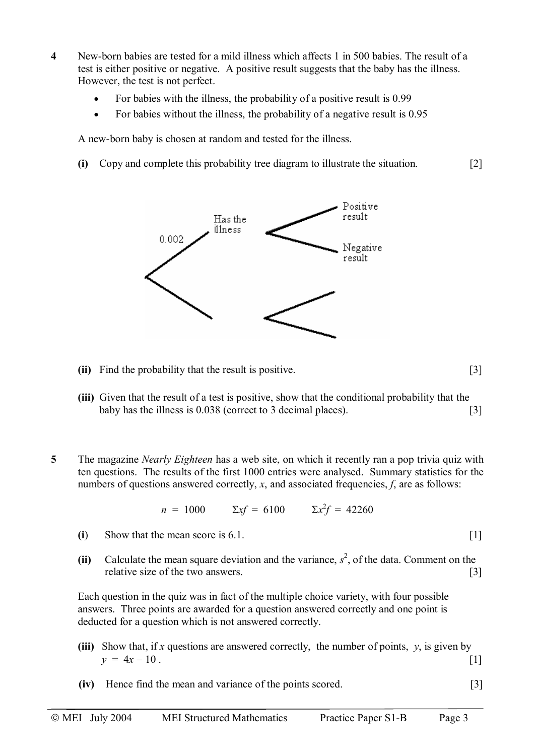**4** New-born babies are tested for a mild illness which affects 1 in 500 babies. The result of a test is either positive or negative. A positive result suggests that the baby has the illness. However, the test is not perfect.

- For babies with the illness, the probability of a positive result is 0.99
- For babies without the illness, the probability of a negative result is 0.95

A new-born baby is chosen at random and tested for the illness.

**(i)** Copy and complete this probability tree diagram to illustrate the situation. [2]

0.002 Has the illness — Positive result / Negative result

**(ii)** Find the probability that the result is positive. [3]

**(iii)** Given that the result of a test is positive, show that the conditional probability that the baby has the illness is 0.038 (correct to 3 decimal places). [3]

**5** The magazine *Nearly Eighteen* has a web site, on which it recently ran a pop trivia quiz with ten questions. The results of the first 1000 entries were analysed. Summary statistics for the numbers of questions answered correctly, $x$, and associated frequencies, $f$, are as follows:

$$n = 1000 \qquad \Sigma xf = 6100 \qquad \Sigma x^2 f = 42260$$

**(i)** Show that the mean score is 6.1. [1]

**(ii)** Calculate the mean square deviation and the variance, $s^2$, of the data. Comment on the relative size of the two answers. [3]

Each question in the quiz was in fact of the multiple choice variety, with four possible answers. Three points are awarded for a question answered correctly and one point is deducted for a question which is not answered correctly.

**(iii)** Show that, if $x$ questions are answered correctly, the number of points, $y$, is given by $y = 4x - 10$. [1]

**(iv)** Hence find the mean and variance of the points scored. [3]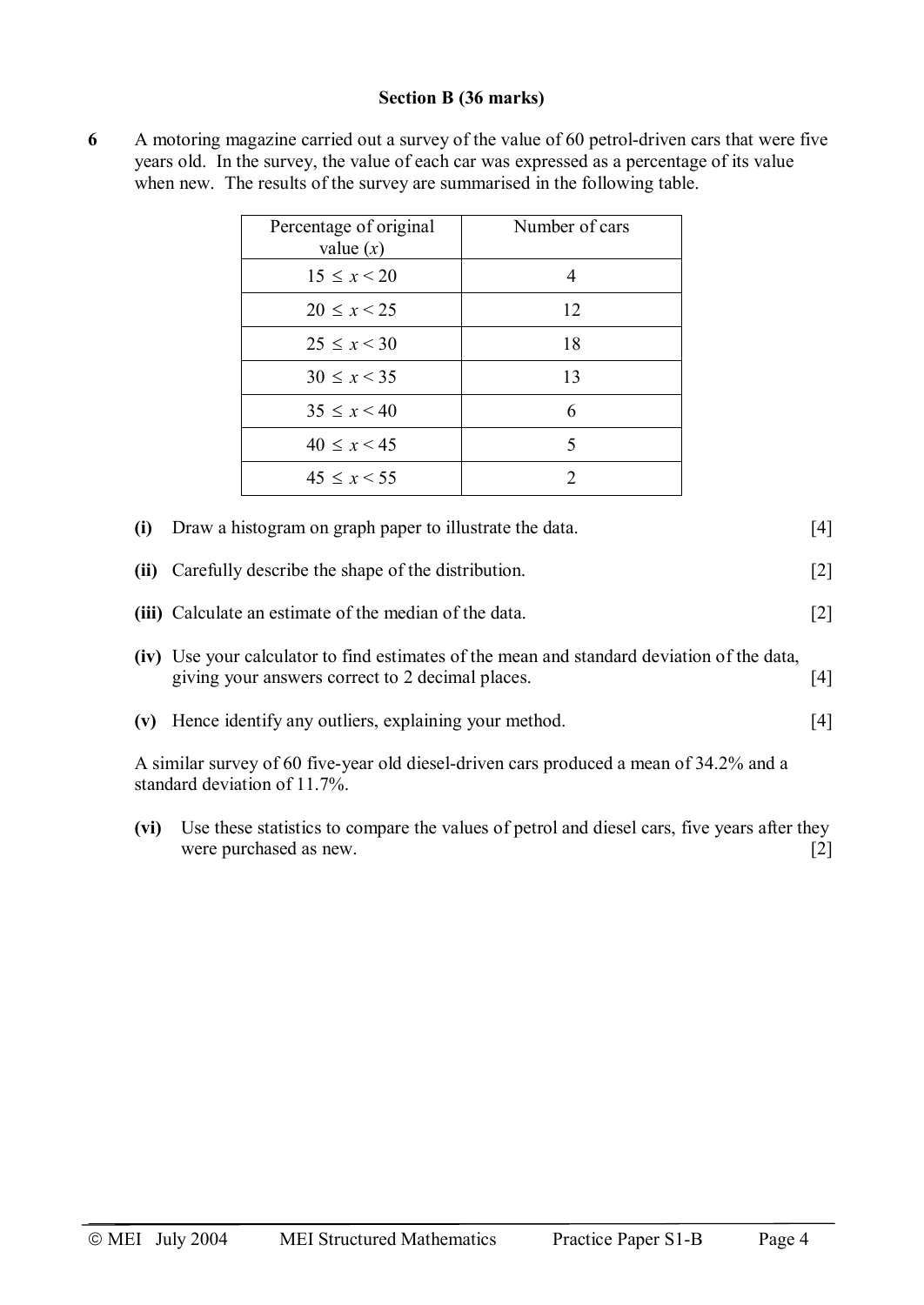## Section B (36 marks)

**6** A motoring magazine carried out a survey of the value of 60 petrol-driven cars that were five years old. In the survey, the value of each car was expressed as a percentage of its value when new. The results of the survey are summarised in the following table.

| Percentage of original value ($x$) | Number of cars |
|---|---|
| $15 \le x < 20$ | 4 |
| $20 \le x < 25$ | 12 |
| $25 \le x < 30$ | 18 |
| $30 \le x < 35$ | 13 |
| $35 \le x < 40$ | 6 |
| $40 \le x < 45$ | 5 |
| $45 \le x < 55$ | 2 |

**(i)** Draw a histogram on graph paper to illustrate the data. [4]

**(ii)** Carefully describe the shape of the distribution. [2]

**(iii)** Calculate an estimate of the median of the data. [2]

**(iv)** Use your calculator to find estimates of the mean and standard deviation of the data, giving your answers correct to 2 decimal places. [4]

**(v)** Hence identify any outliers, explaining your method. [4]

A similar survey of 60 five-year old diesel-driven cars produced a mean of 34.2% and a standard deviation of 11.7%.

**(vi)** Use these statistics to compare the values of petrol and diesel cars, five years after they were purchased as new. [2]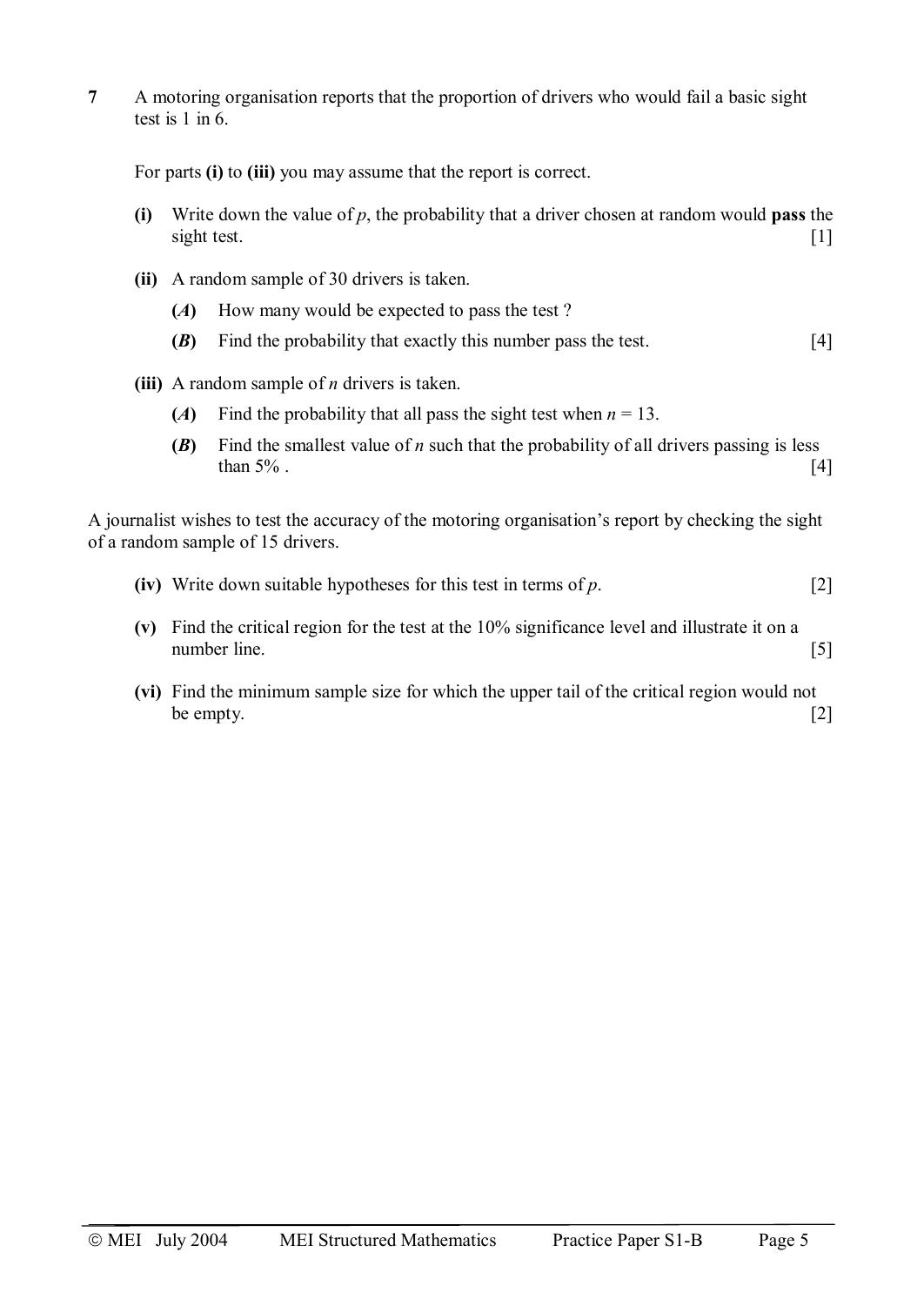**7** A motoring organisation reports that the proportion of drivers who would fail a basic sight test is 1 in 6.

For parts **(i)** to **(iii)** you may assume that the report is correct.

**(i)** Write down the value of $p$, the probability that a driver chosen at random would **pass** the sight test. [1]

**(ii)** A random sample of 30 drivers is taken.

> **(*A*)** How many would be expected to pass the test ?
>
> **(*B*)** Find the probability that exactly this number pass the test. [4]

**(iii)** A random sample of $n$ drivers is taken.

> **(*A*)** Find the probability that all pass the sight test when $n = 13$.
>
> **(*B*)** Find the smallest value of $n$ such that the probability of all drivers passing is less than 5% . [4]

A journalist wishes to test the accuracy of the motoring organisation's report by checking the sight of a random sample of 15 drivers.

**(iv)** Write down suitable hypotheses for this test in terms of $p$. [2]

**(v)** Find the critical region for the test at the 10% significance level and illustrate it on a number line. [5]

**(vi)** Find the minimum sample size for which the upper tail of the critical region would not be empty. [2]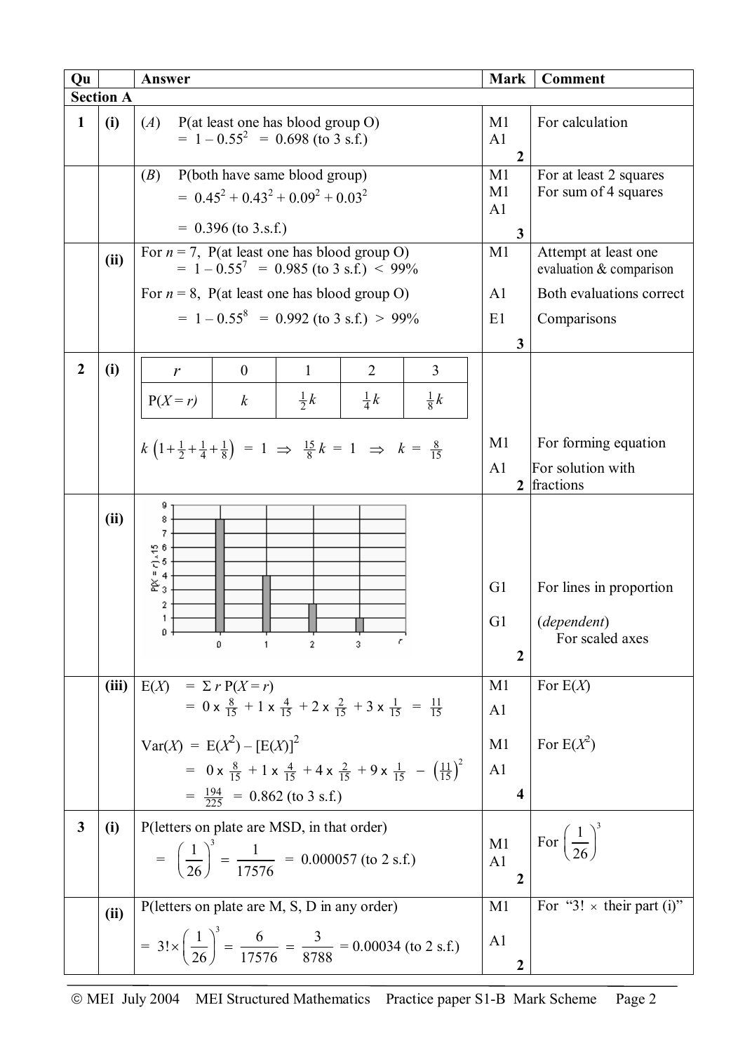| Qu | | Answer | Mark | Comment |
|---|---|---|---|---|
| **Section A** | | | | |
| **1** | **(i)** | (*A*) P(at least one has blood group O) $= 1 - 0.55^2 = 0.698$ (to 3 s.f.) | M1<br>A1<br>**2** | For calculation |
| | | (*B*) P(both have same blood group) $= 0.45^2 + 0.43^2 + 0.09^2 + 0.03^2$ $= 0.396$ (to 3.s.f.) | M1<br>M1<br>A1<br>**3** | For at least 2 squares<br>For sum of 4 squares |
| | **(ii)** | For $n = 7$, P(at least one has blood group O) $= 1 - 0.55^7 = 0.985$ (to 3 s.f.) $< 99\%$<br>For $n = 8$, P(at least one has blood group O) $= 1 - 0.55^8 = 0.992$ (to 3 s.f.) $> 99\%$ | M1<br>A1<br>E1<br>**3** | Attempt at least one evaluation & comparison<br>Both evaluations correct<br>Comparisons |
| **2** | **(i)** | $r$: 0, 1, 2, 3<br>$P(X = r)$: $k$, $\frac{1}{2}k$, $\frac{1}{4}k$, $\frac{1}{8}k$<br>$k\left(1+\frac{1}{2}+\frac{1}{4}+\frac{1}{8}\right) = 1 \Rightarrow \frac{15}{8}k = 1 \Rightarrow k = \frac{8}{15}$ | M1<br>A1<br>**2** | For forming equation<br>For solution with fractions |
| | **(ii)** | [Graph: vertical axis $P(X = r) \times 15$ from 0 to 9; horizontal axis $r$ = 0, 1, 2, 3; lines of heights 8, 4, 2, 1] | G1<br>G1<br>**2** | For lines in proportion<br>(*dependent*) For scaled axes |
| | **(iii)** | $E(X) = \Sigma r\,P(X = r)$<br>$= 0 \times \frac{8}{15} + 1 \times \frac{4}{15} + 2 \times \frac{2}{15} + 3 \times \frac{1}{15} = \frac{11}{15}$<br>$\text{Var}(X) = E(X^2) - [E(X)]^2$<br>$= 0 \times \frac{8}{15} + 1 \times \frac{4}{15} + 4 \times \frac{2}{15} + 9 \times \frac{1}{15} - \left(\frac{11}{15}\right)^2$<br>$= \frac{194}{225} = 0.862$ (to 3 s.f.) | M1<br>A1<br>M1<br>A1<br>**4** | For E(*X*)<br><br>For E($X^2$) |
| **3** | **(i)** | P(letters on plate are MSD, in that order) $= \left(\frac{1}{26}\right)^3 = \frac{1}{17576} = 0.000057$ (to 2 s.f.) | M1<br>A1<br>**2** | For $\left(\frac{1}{26}\right)^3$ |
| | **(ii)** | P(letters on plate are M, S, D in any order) $= 3! \times \left(\frac{1}{26}\right)^3 = \frac{6}{17576} = \frac{3}{8788} = 0.00034$ (to 2 s.f.) | M1<br>A1<br>**2** | For "3! × their part (i)" |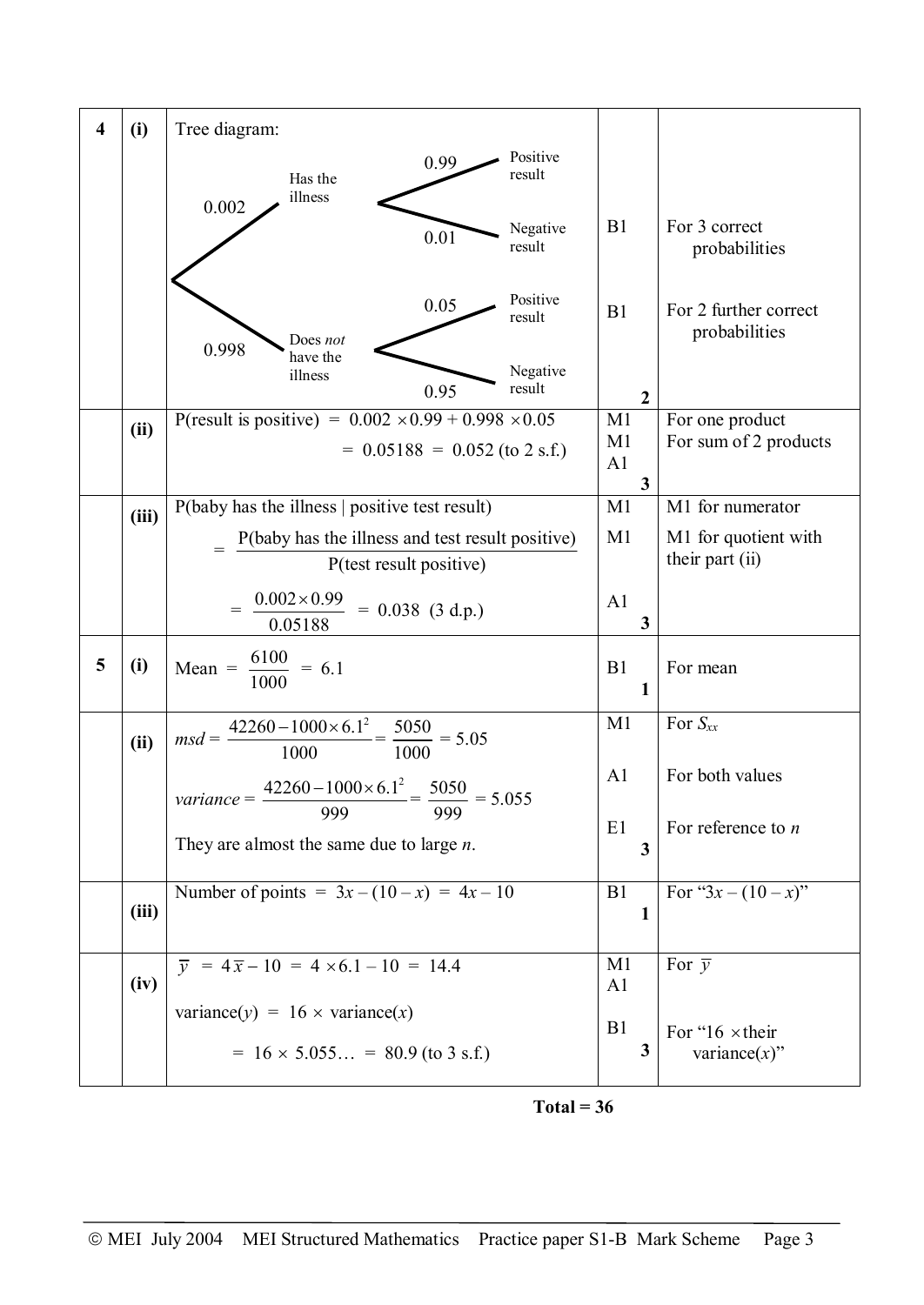| | | | | |
|---|---|---|---|---|
| **4** | **(i)** | Tree diagram:<br>0.002 → Has the illness → 0.99 Positive result; 0.01 Negative result<br>0.998 → Does *not* have the illness → 0.05 Positive result; 0.95 Negative result | B1<br><br>B1<br>**2** | For 3 correct probabilities<br><br>For 2 further correct probabilities |
| | **(ii)** | P(result is positive) = $0.002 \times 0.99 + 0.998 \times 0.05$<br>$= 0.05188 = 0.052$ (to 2 s.f.) | M1<br>M1<br>A1<br>**3** | For one product<br>For sum of 2 products |
| | **(iii)** | P(baby has the illness \| positive test result)<br>$= \dfrac{\text{P(baby has the illness and test result positive)}}{\text{P(test result positive)}}$<br>$= \dfrac{0.002 \times 0.99}{0.05188} = 0.038$ (3 d.p.) | M1<br>M1<br><br>A1<br>**3** | M1 for numerator<br>M1 for quotient with their part (ii) |
| **5** | **(i)** | Mean $= \dfrac{6100}{1000} = 6.1$ | B1<br>**1** | For mean |
| | **(ii)** | $msd = \dfrac{42260 - 1000 \times 6.1^2}{1000} = \dfrac{5050}{1000} = 5.05$<br>$variance = \dfrac{42260 - 1000 \times 6.1^2}{999} = \dfrac{5050}{999} = 5.055$<br>They are almost the same due to large $n$. | M1<br><br>A1<br><br>E1<br>**3** | For $S_{xx}$<br><br>For both values<br><br>For reference to $n$ |
| | **(iii)** | Number of points $= 3x - (10 - x) = 4x - 10$ | B1<br>**1** | For "$3x - (10 - x)$" |
| | **(iv)** | $\bar{y} = 4\bar{x} - 10 = 4 \times 6.1 - 10 = 14.4$<br>variance($y$) $= 16 \times$ variance($x$)<br>$= 16 \times 5.055\ldots = 80.9$ (to 3 s.f.) | M1<br>A1<br><br>B1<br>**3** | For $\bar{y}$<br><br><br>For "16 × their variance($x$)" |

**Total = 36**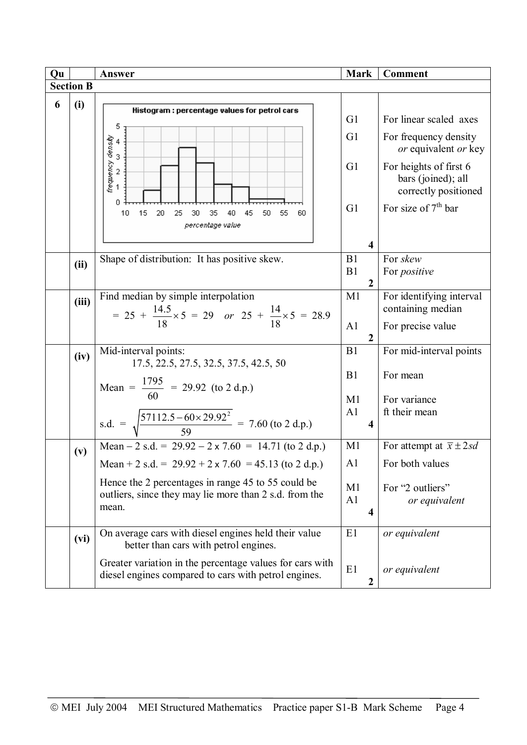| Qu | | Answer | Mark | Comment |
|---|---|---|---|---|
| **Section B** | | | | |
| **6** | **(i)** | Histogram : percentage values for petrol cars | G1<br>G1<br>G1<br>G1<br>**4** | For linear scaled axes<br>For frequency density *or* equivalent *or* key<br>For heights of first 6 bars (joined); all correctly positioned<br>For size of 7th bar |
| | **(ii)** | Shape of distribution: It has positive skew. | B1<br>B1<br>**2** | For *skew*<br>For *positive* |
| | **(iii)** | Find median by simple interpolation<br>$= 25 + \frac{14.5}{18} \times 5 = 29 \quad or \quad 25 + \frac{14}{18} \times 5 = 28.9$ | M1<br>A1<br>**2** | For identifying interval containing median<br>For precise value |
| | **(iv)** | Mid-interval points:<br>17.5, 22.5, 27.5, 32.5, 37.5, 42.5, 50<br>Mean $= \frac{1795}{60} = 29.92$ (to 2 d.p.)<br>s.d. $= \sqrt{\frac{57112.5 - 60 \times 29.92^2}{59}} = 7.60$ (to 2 d.p.) | B1<br>B1<br>M1<br>A1<br>**4** | For mid-interval points<br>For mean<br>For variance<br>ft their mean |
| | **(v)** | Mean – 2 s.d. = 29.92 – 2 x 7.60 = 14.71 (to 2 d.p.)<br>Mean + 2 s.d. = 29.92 + 2 x 7.60 = 45.13 (to 2 d.p.)<br>Hence the 2 percentages in range 45 to 55 could be outliers, since they may lie more than 2 s.d. from the mean. | M1<br>A1<br>M1<br>A1<br>**4** | For attempt at $\bar{x} \pm 2sd$<br>For both values<br>For "2 outliers" *or equivalent* |
| | **(vi)** | On average cars with diesel engines held their value better than cars with petrol engines.<br>Greater variation in the percentage values for cars with diesel engines compared to cars with petrol engines. | E1<br>E1<br>**2** | *or equivalent*<br>*or equivalent* |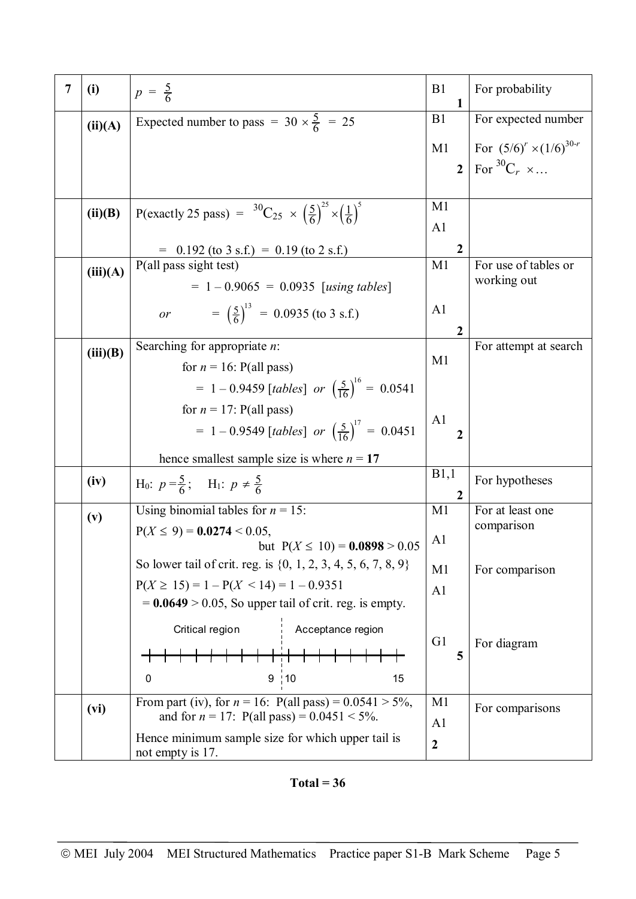| | | | | |
|---|---|---|---|---|
| **7** | **(i)** | $p = \frac{5}{6}$ | B1 **1** | For probability |
| | **(ii)(A)** | Expected number to pass $= 30 \times \frac{5}{6} = 25$ | B1<br>M1<br>**2** | For expected number<br>For $(5/6)^r \times (1/6)^{30-r}$<br>For ${}^{30}C_r \times \ldots$ |
| | **(ii)(B)** | P(exactly 25 pass) $= {}^{30}C_{25} \times \left(\frac{5}{6}\right)^{25} \times \left(\frac{1}{6}\right)^{5}$<br>$= 0.192$ (to 3 s.f.) $= 0.19$ (to 2 s.f.) | M1<br>A1<br>**2** | |
| | **(iii)(A)** | P(all pass sight test)<br>$= 1 - 0.9065 = 0.0935$ [*using tables*]<br>*or* $= \left(\frac{5}{6}\right)^{13} = 0.0935$ (to 3 s.f.) | M1<br>A1<br>**2** | For use of tables or working out |
| | **(iii)(B)** | Searching for appropriate $n$:<br>for $n = 16$: P(all pass)<br>$= 1 - 0.9459$ [*tables*] *or* $\left(\frac{5}{16}\right)^{16} = 0.0541$<br>for $n = 17$: P(all pass)<br>$= 1 - 0.9549$ [*tables*] *or* $\left(\frac{5}{16}\right)^{17} = 0.0451$<br>hence smallest sample size is where $n =$ **17** | M1<br>A1<br>**2** | For attempt at search |
| | **(iv)** | $H_0$: $p = \frac{5}{6}$; $H_1$: $p \neq \frac{5}{6}$ | B1,1<br>**2** | For hypotheses |
| | **(v)** | Using binomial tables for $n = 15$:<br>$P(X \leq 9) =$ **0.0274** $< 0.05$,<br>but $P(X \leq 10) =$ **0.0898** $> 0.05$<br>So lower tail of crit. reg. is {0, 1, 2, 3, 4, 5, 6, 7, 8, 9}<br>$P(X \geq 15) = 1 - P(X < 14) = 1 - 0.9351$<br>$=$ **0.0649** $> 0.05$, So upper tail of crit. reg. is empty.<br>Critical region (0 to 9) \| Acceptance region (10 to 15) | M1<br>A1<br>M1<br>A1<br>G1<br>**5** | For at least one comparison<br>For comparison<br>For diagram |
| | **(vi)** | From part (iv), for $n = 16$: P(all pass) $= 0.0541 > 5\%$,<br>and for $n = 17$: P(all pass) $= 0.0451 < 5\%$.<br>Hence minimum sample size for which upper tail is not empty is 17. | M1<br>A1<br>**2** | For comparisons |

**Total = 36**